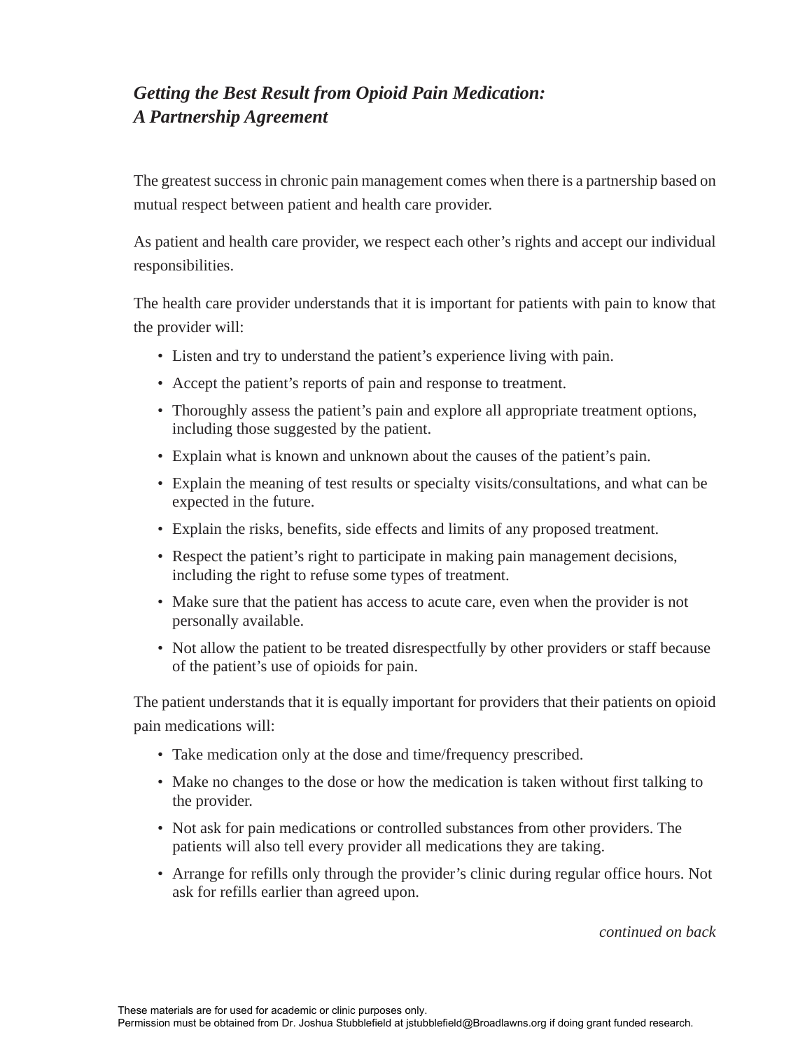## *Getting the Best Result from Opioid Pain Medication: A Partnership Agreement*

The greatest success in chronic pain management comes when there is a partnership based on mutual respect between patient and health care provider.

As patient and health care provider, we respect each other's rights and accept our individual responsibilities.

The health care provider understands that it is important for patients with pain to know that the provider will:

- Listen and try to understand the patient's experience living with pain.
- Accept the patient's reports of pain and response to treatment.
- Thoroughly assess the patient's pain and explore all appropriate treatment options, including those suggested by the patient.
- Explain what is known and unknown about the causes of the patient's pain.
- Explain the meaning of test results or specialty visits/consultations, and what can be expected in the future.
- Explain the risks, benefits, side effects and limits of any proposed treatment.
- Respect the patient's right to participate in making pain management decisions, including the right to refuse some types of treatment.
- Make sure that the patient has access to acute care, even when the provider is not personally available.
- Not allow the patient to be treated disrespectfully by other providers or staff because of the patient's use of opioids for pain.

The patient understands that it is equally important for providers that their patients on opioid pain medications will:

- Take medication only at the dose and time/frequency prescribed.
- Make no changes to the dose or how the medication is taken without first talking to the provider.
- Not ask for pain medications or controlled substances from other providers. The patients will also tell every provider all medications they are taking.
- Arrange for refills only through the provider's clinic during regular office hours. Not ask for refills earlier than agreed upon.

*continued on back*

These materials are for used for academic or clinic purposes only.
Permission must be obtained from Dr. Joshua Stubblefield at jstubblefield@Broadlawns.org if doing grant funded research.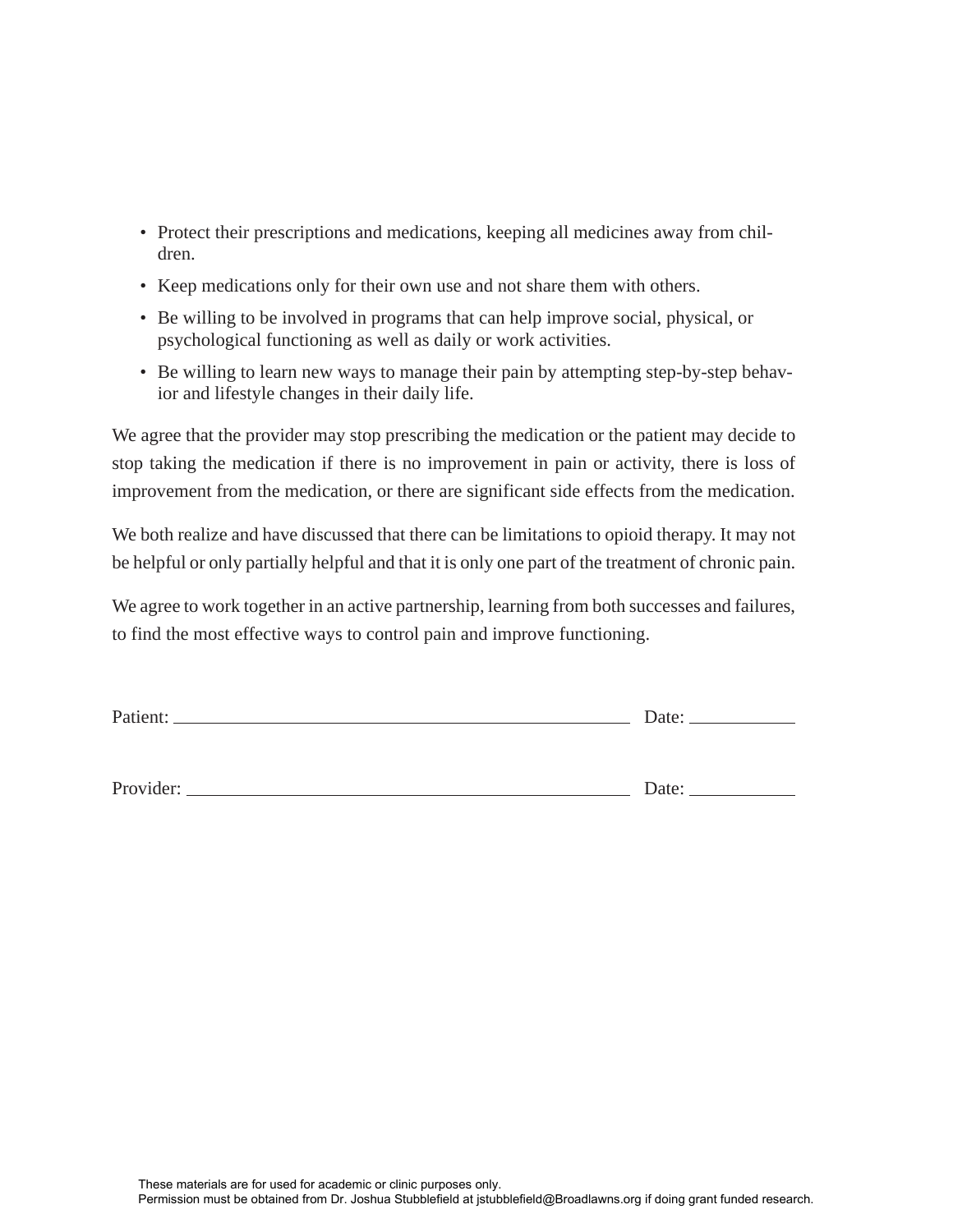- Protect their prescriptions and medications, keeping all medicines away from children.
- Keep medications only for their own use and not share them with others.
- Be willing to be involved in programs that can help improve social, physical, or psychological functioning as well as daily or work activities.
- Be willing to learn new ways to manage their pain by attempting step-by-step behavior and lifestyle changes in their daily life.

We agree that the provider may stop prescribing the medication or the patient may decide to stop taking the medication if there is no improvement in pain or activity, there is loss of improvement from the medication, or there are significant side effects from the medication.

We both realize and have discussed that there can be limitations to opioid therapy. It may not be helpful or only partially helpful and that it is only one part of the treatment of chronic pain.

We agree to work together in an active partnership, learning from both successes and failures, to find the most effective ways to control pain and improve functioning.

Patient: ______________________________ Date: __________

Provider: ______________________________ Date: __________

These materials are for used for academic or clinic purposes only.
Permission must be obtained from Dr. Joshua Stubblefield at jstubblefield@Broadlawns.org if doing grant funded research.